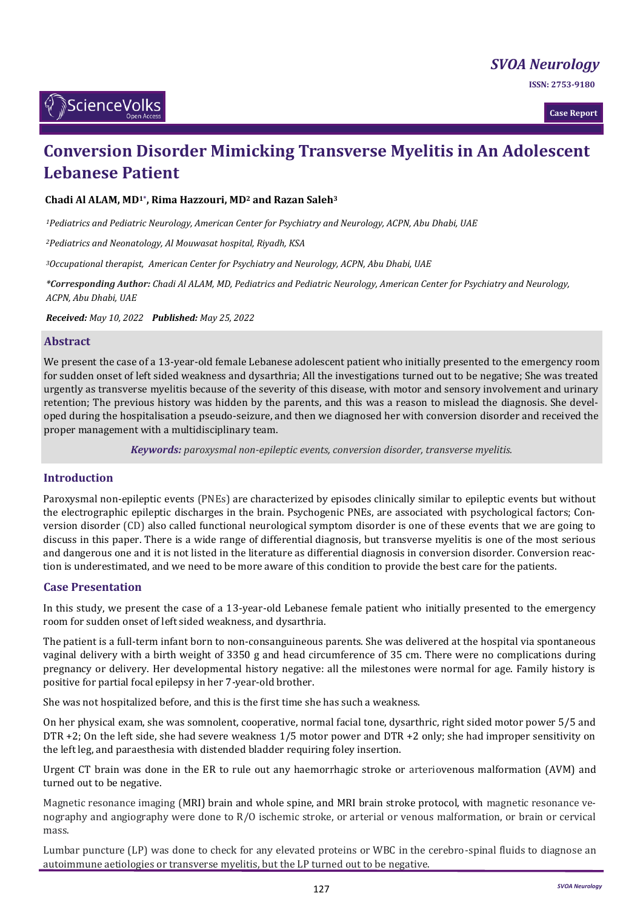# Conversion Disorder Mimicking Transverse Myelitis in An Adolescent Lebanese Patient

**Chadi Al ALAM, MD[1*], Rima Hazzouri, MD[2] and Razan Saleh[3]**

*[1]Pediatrics and Pediatric Neurology, American Center for Psychiatry and Neurology, ACPN, Abu Dhabi, UAE*

*[2]Pediatrics and Neonatology, Al Mouwasat hospital, Riyadh, KSA*

*[3]Occupational therapist, American Center for Psychiatry and Neurology, ACPN, Abu Dhabi, UAE*

***\*Corresponding Author:** Chadi Al ALAM, MD, Pediatrics and Pediatric Neurology, American Center for Psychiatry and Neurology, ACPN, Abu Dhabi, UAE*

***Received:** May 10, 2022* ***Published:** May 25, 2022*

## Abstract

We present the case of a 13-year-old female Lebanese adolescent patient who initially presented to the emergency room for sudden onset of left sided weakness and dysarthria; All the investigations turned out to be negative; She was treated urgently as transverse myelitis because of the severity of this disease, with motor and sensory involvement and urinary retention; The previous history was hidden by the parents, and this was a reason to mislead the diagnosis. She developed during the hospitalisation a pseudo-seizure, and then we diagnosed her with conversion disorder and received the proper management with a multidisciplinary team.

***Keywords:*** *paroxysmal non-epileptic events, conversion disorder, transverse myelitis.*

## Introduction

Paroxysmal non-epileptic events (PNEs) are characterized by episodes clinically similar to epileptic events but without the electrographic epileptic discharges in the brain. Psychogenic PNEs, are associated with psychological factors; Conversion disorder (CD) also called functional neurological symptom disorder is one of these events that we are going to discuss in this paper. There is a wide range of differential diagnosis, but transverse myelitis is one of the most serious and dangerous one and it is not listed in the literature as differential diagnosis in conversion disorder. Conversion reaction is underestimated, and we need to be more aware of this condition to provide the best care for the patients.

## Case Presentation

In this study, we present the case of a 13-year-old Lebanese female patient who initially presented to the emergency room for sudden onset of left sided weakness, and dysarthria.

The patient is a full-term infant born to non-consanguineous parents. She was delivered at the hospital via spontaneous vaginal delivery with a birth weight of 3350 g and head circumference of 35 cm. There were no complications during pregnancy or delivery. Her developmental history negative: all the milestones were normal for age. Family history is positive for partial focal epilepsy in her 7-year-old brother.

She was not hospitalized before, and this is the first time she has such a weakness.

On her physical exam, she was somnolent, cooperative, normal facial tone, dysarthric, right sided motor power 5/5 and DTR +2; On the left side, she had severe weakness 1/5 motor power and DTR +2 only; she had improper sensitivity on the left leg, and paraesthesia with distended bladder requiring foley insertion.

Urgent CT brain was done in the ER to rule out any haemorrhagic stroke or arteriovenous malformation (AVM) and turned out to be negative.

Magnetic resonance imaging (MRI) brain and whole spine, and MRI brain stroke protocol, with magnetic resonance venography and angiography were done to R/O ischemic stroke, or arterial or venous malformation, or brain or cervical mass.

Lumbar puncture (LP) was done to check for any elevated proteins or WBC in the cerebro-spinal fluids to diagnose an autoimmune aetiologies or transverse myelitis, but the LP turned out to be negative.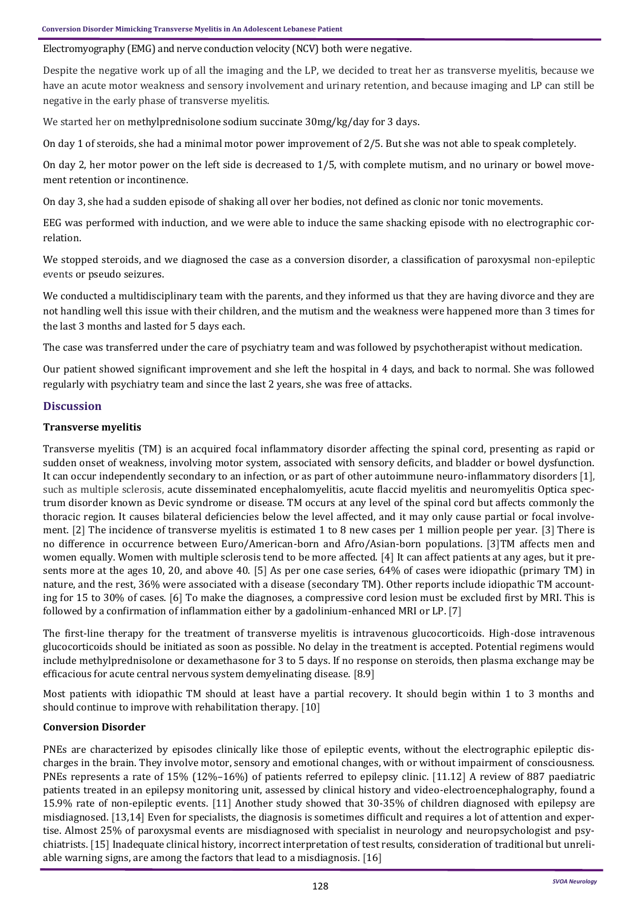Electromyography (EMG) and nerve conduction velocity (NCV) both were negative.

Despite the negative work up of all the imaging and the LP, we decided to treat her as transverse myelitis, because we have an acute motor weakness and sensory involvement and urinary retention, and because imaging and LP can still be negative in the early phase of transverse myelitis.

We started her on methylprednisolone sodium succinate 30mg/kg/day for 3 days.

On day 1 of steroids, she had a minimal motor power improvement of 2/5. But she was not able to speak completely.

On day 2, her motor power on the left side is decreased to 1/5, with complete mutism, and no urinary or bowel movement retention or incontinence.

On day 3, she had a sudden episode of shaking all over her bodies, not defined as clonic nor tonic movements.

EEG was performed with induction, and we were able to induce the same shacking episode with no electrographic correlation.

We stopped steroids, and we diagnosed the case as a conversion disorder, a classification of paroxysmal non-epileptic events or pseudo seizures.

We conducted a multidisciplinary team with the parents, and they informed us that they are having divorce and they are not handling well this issue with their children, and the mutism and the weakness were happened more than 3 times for the last 3 months and lasted for 5 days each.

The case was transferred under the care of psychiatry team and was followed by psychotherapist without medication.

Our patient showed significant improvement and she left the hospital in 4 days, and back to normal. She was followed regularly with psychiatry team and since the last 2 years, she was free of attacks.

## Discussion

### Transverse myelitis

Transverse myelitis (TM) is an acquired focal inflammatory disorder affecting the spinal cord, presenting as rapid or sudden onset of weakness, involving motor system, associated with sensory deficits, and bladder or bowel dysfunction. It can occur independently secondary to an infection, or as part of other autoimmune neuro-inflammatory disorders [1], such as multiple sclerosis, acute disseminated encephalomyelitis, acute flaccid myelitis and neuromyelitis Optica spectrum disorder known as Devic syndrome or disease. TM occurs at any level of the spinal cord but affects commonly the thoracic region. It causes bilateral deficiencies below the level affected, and it may only cause partial or focal involvement. [2] The incidence of transverse myelitis is estimated 1 to 8 new cases per 1 million people per year. [3] There is no difference in occurrence between Euro/American-born and Afro/Asian-born populations. [3]TM affects men and women equally. Women with multiple sclerosis tend to be more affected. [4] It can affect patients at any ages, but it presents more at the ages 10, 20, and above 40. [5] As per one case series, 64% of cases were idiopathic (primary TM) in nature, and the rest, 36% were associated with a disease (secondary TM). Other reports include idiopathic TM accounting for 15 to 30% of cases. [6] To make the diagnoses, a compressive cord lesion must be excluded first by MRI. This is followed by a confirmation of inflammation either by a gadolinium-enhanced MRI or LP. [7]

The first-line therapy for the treatment of transverse myelitis is intravenous glucocorticoids. High-dose intravenous glucocorticoids should be initiated as soon as possible. No delay in the treatment is accepted. Potential regimens would include methylprednisolone or dexamethasone for 3 to 5 days. If no response on steroids, then plasma exchange may be efficacious for acute central nervous system demyelinating disease. [8.9]

Most patients with idiopathic TM should at least have a partial recovery. It should begin within 1 to 3 months and should continue to improve with rehabilitation therapy. [10]

### Conversion Disorder

PNEs are characterized by episodes clinically like those of epileptic events, without the electrographic epileptic discharges in the brain. They involve motor, sensory and emotional changes, with or without impairment of consciousness. PNEs represents a rate of 15% (12%–16%) of patients referred to epilepsy clinic. [11.12] A review of 887 paediatric patients treated in an epilepsy monitoring unit, assessed by clinical history and video-electroencephalography, found a 15.9% rate of non-epileptic events. [11] Another study showed that 30-35% of children diagnosed with epilepsy are misdiagnosed. [13,14] Even for specialists, the diagnosis is sometimes difficult and requires a lot of attention and expertise. Almost 25% of paroxysmal events are misdiagnosed with specialist in neurology and neuropsychologist and psychiatrists. [15] Inadequate clinical history, incorrect interpretation of test results, consideration of traditional but unreliable warning signs, are among the factors that lead to a misdiagnosis. [16]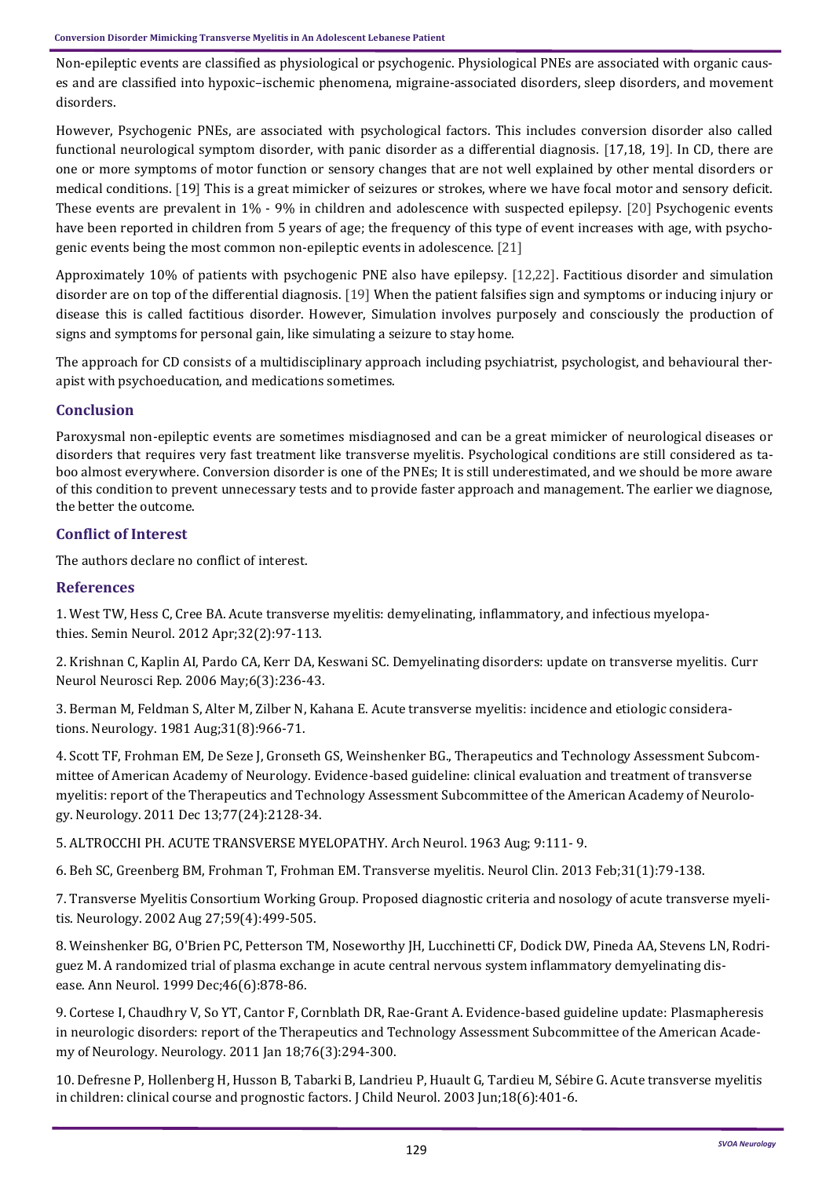Non-epileptic events are classified as physiological or psychogenic. Physiological PNEs are associated with organic causes and are classified into hypoxic–ischemic phenomena, migraine-associated disorders, sleep disorders, and movement disorders.

However, Psychogenic PNEs, are associated with psychological factors. This includes conversion disorder also called functional neurological symptom disorder, with panic disorder as a differential diagnosis. [17,18, 19]. In CD, there are one or more symptoms of motor function or sensory changes that are not well explained by other mental disorders or medical conditions. [19] This is a great mimicker of seizures or strokes, where we have focal motor and sensory deficit. These events are prevalent in 1% - 9% in children and adolescence with suspected epilepsy. [20] Psychogenic events have been reported in children from 5 years of age; the frequency of this type of event increases with age, with psychogenic events being the most common non-epileptic events in adolescence. [21]

Approximately 10% of patients with psychogenic PNE also have epilepsy. [12,22]. Factitious disorder and simulation disorder are on top of the differential diagnosis. [19] When the patient falsifies sign and symptoms or inducing injury or disease this is called factitious disorder. However, Simulation involves purposely and consciously the production of signs and symptoms for personal gain, like simulating a seizure to stay home.

The approach for CD consists of a multidisciplinary approach including psychiatrist, psychologist, and behavioural therapist with psychoeducation, and medications sometimes.

## Conclusion

Paroxysmal non-epileptic events are sometimes misdiagnosed and can be a great mimicker of neurological diseases or disorders that requires very fast treatment like transverse myelitis. Psychological conditions are still considered as taboo almost everywhere. Conversion disorder is one of the PNEs; It is still underestimated, and we should be more aware of this condition to prevent unnecessary tests and to provide faster approach and management. The earlier we diagnose, the better the outcome.

## Conflict of Interest

The authors declare no conflict of interest.

## References

1. West TW, Hess C, Cree BA. Acute transverse myelitis: demyelinating, inflammatory, and infectious myelopathies. Semin Neurol. 2012 Apr;32(2):97-113.

2. Krishnan C, Kaplin AI, Pardo CA, Kerr DA, Keswani SC. Demyelinating disorders: update on transverse myelitis. Curr Neurol Neurosci Rep. 2006 May;6(3):236-43.

3. Berman M, Feldman S, Alter M, Zilber N, Kahana E. Acute transverse myelitis: incidence and etiologic considerations. Neurology. 1981 Aug;31(8):966-71.

4. Scott TF, Frohman EM, De Seze J, Gronseth GS, Weinshenker BG., Therapeutics and Technology Assessment Subcommittee of American Academy of Neurology. Evidence-based guideline: clinical evaluation and treatment of transverse myelitis: report of the Therapeutics and Technology Assessment Subcommittee of the American Academy of Neurology. Neurology. 2011 Dec 13;77(24):2128-34.

5. ALTROCCHI PH. ACUTE TRANSVERSE MYELOPATHY. Arch Neurol. 1963 Aug; 9:111- 9.

6. Beh SC, Greenberg BM, Frohman T, Frohman EM. Transverse myelitis. Neurol Clin. 2013 Feb;31(1):79-138.

7. Transverse Myelitis Consortium Working Group. Proposed diagnostic criteria and nosology of acute transverse myelitis. Neurology. 2002 Aug 27;59(4):499-505.

8. Weinshenker BG, O'Brien PC, Petterson TM, Noseworthy JH, Lucchinetti CF, Dodick DW, Pineda AA, Stevens LN, Rodriguez M. A randomized trial of plasma exchange in acute central nervous system inflammatory demyelinating disease. Ann Neurol. 1999 Dec;46(6):878-86.

9. Cortese I, Chaudhry V, So YT, Cantor F, Cornblath DR, Rae-Grant A. Evidence-based guideline update: Plasmapheresis in neurologic disorders: report of the Therapeutics and Technology Assessment Subcommittee of the American Academy of Neurology. Neurology. 2011 Jan 18;76(3):294-300.

10. Defresne P, Hollenberg H, Husson B, Tabarki B, Landrieu P, Huault G, Tardieu M, Sébire G. Acute transverse myelitis in children: clinical course and prognostic factors. J Child Neurol. 2003 Jun;18(6):401-6.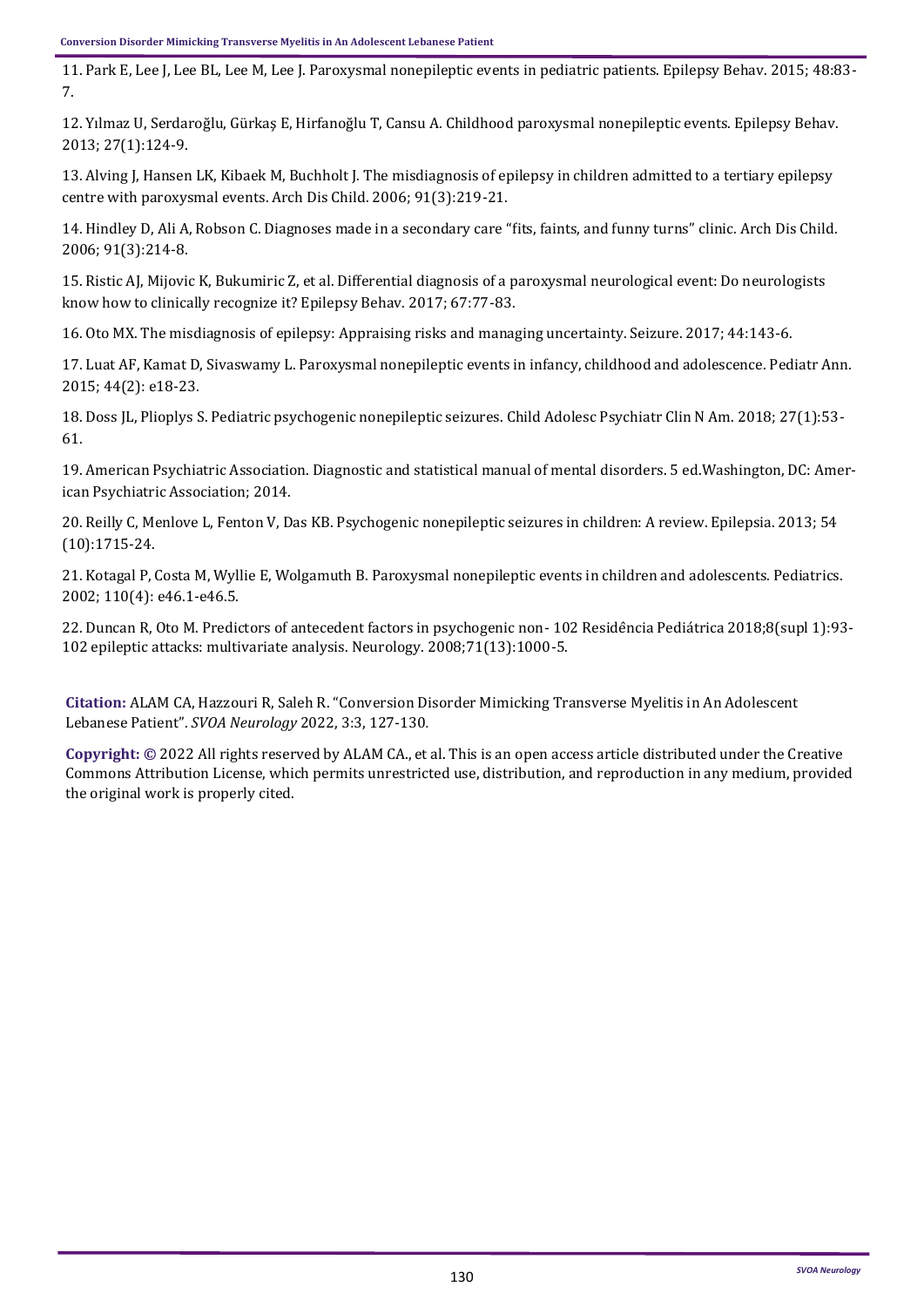11. Park E, Lee J, Lee BL, Lee M, Lee J. Paroxysmal nonepileptic events in pediatric patients. Epilepsy Behav. 2015; 48:83-7.

12. Yılmaz U, Serdaroğlu, Gürkaş E, Hirfanoğlu T, Cansu A. Childhood paroxysmal nonepileptic events. Epilepsy Behav. 2013; 27(1):124-9.

13. Alving J, Hansen LK, Kibaek M, Buchholt J. The misdiagnosis of epilepsy in children admitted to a tertiary epilepsy centre with paroxysmal events. Arch Dis Child. 2006; 91(3):219-21.

14. Hindley D, Ali A, Robson C. Diagnoses made in a secondary care "fits, faints, and funny turns" clinic. Arch Dis Child. 2006; 91(3):214-8.

15. Ristic AJ, Mijovic K, Bukumiric Z, et al. Differential diagnosis of a paroxysmal neurological event: Do neurologists know how to clinically recognize it? Epilepsy Behav. 2017; 67:77-83.

16. Oto MX. The misdiagnosis of epilepsy: Appraising risks and managing uncertainty. Seizure. 2017; 44:143-6.

17. Luat AF, Kamat D, Sivaswamy L. Paroxysmal nonepileptic events in infancy, childhood and adolescence. Pediatr Ann. 2015; 44(2): e18-23.

18. Doss JL, Plioplys S. Pediatric psychogenic nonepileptic seizures. Child Adolesc Psychiatr Clin N Am. 2018; 27(1):53-61.

19. American Psychiatric Association. Diagnostic and statistical manual of mental disorders. 5 ed.Washington, DC: American Psychiatric Association; 2014.

20. Reilly C, Menlove L, Fenton V, Das KB. Psychogenic nonepileptic seizures in children: A review. Epilepsia. 2013; 54 (10):1715-24.

21. Kotagal P, Costa M, Wyllie E, Wolgamuth B. Paroxysmal nonepileptic events in children and adolescents. Pediatrics. 2002; 110(4): e46.1-e46.5.

22. Duncan R, Oto M. Predictors of antecedent factors in psychogenic non- 102 Residência Pediátrica 2018;8(supl 1):93-102 epileptic attacks: multivariate analysis. Neurology. 2008;71(13):1000-5.

**Citation:** ALAM CA, Hazzouri R, Saleh R. "Conversion Disorder Mimicking Transverse Myelitis in An Adolescent Lebanese Patient". *SVOA Neurology* 2022, 3:3, 127-130.

**Copyright:** © 2022 All rights reserved by ALAM CA., et al. This is an open access article distributed under the Creative Commons Attribution License, which permits unrestricted use, distribution, and reproduction in any medium, provided the original work is properly cited.